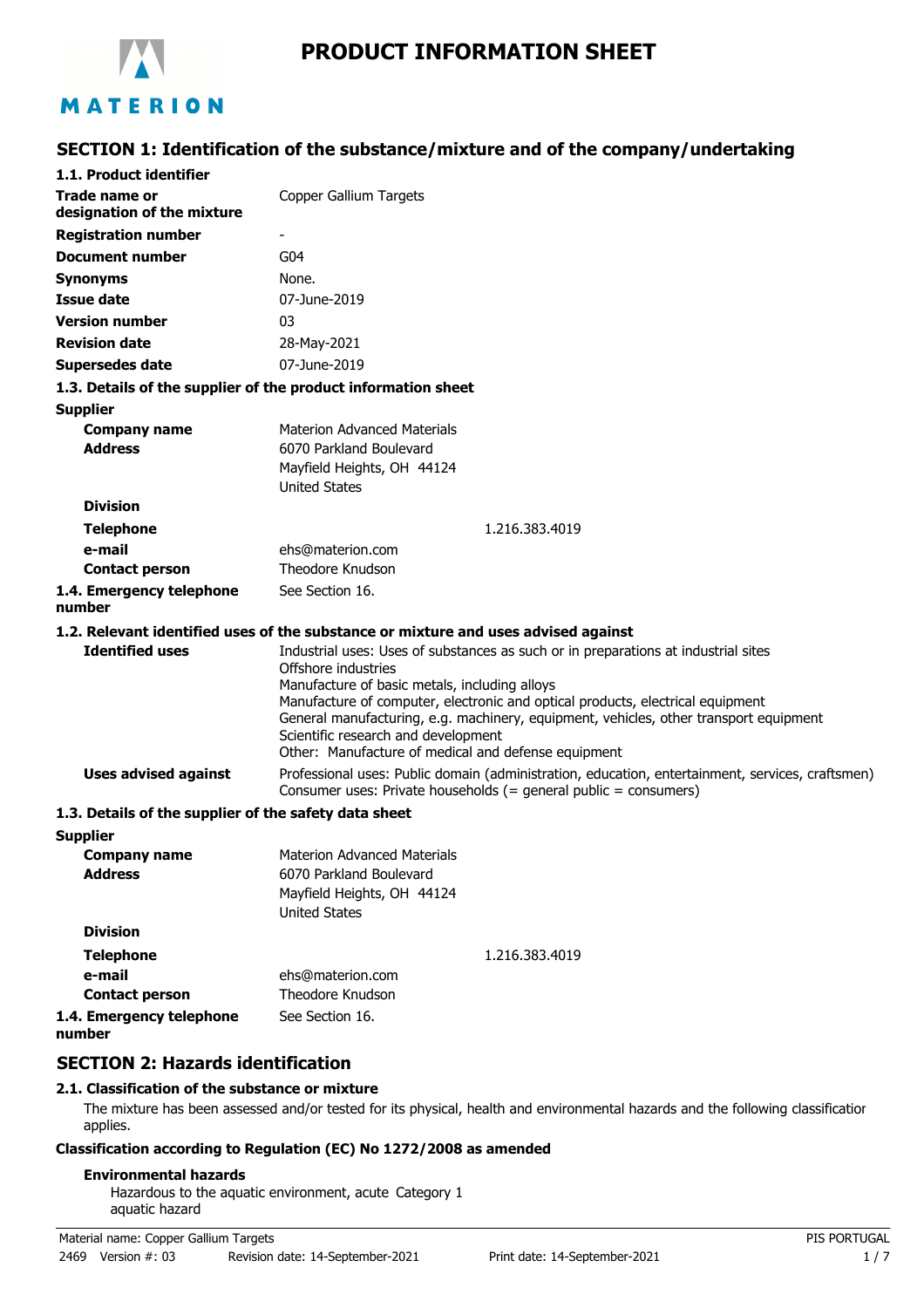# PRODUCT INFORMATION SHEET

## SECTION 1: Identification of the substance/mixture and of the company/undertaking

### 1.1. Product identifier

| | |
|---|---|
| **Trade name or designation of the mixture** | Copper Gallium Targets |
| **Registration number** | - |
| **Document number** | G04 |
| **Synonyms** | None. |
| **Issue date** | 07-June-2019 |
| **Version number** | 03 |
| **Revision date** | 28-May-2021 |
| **Supersedes date** | 07-June-2019 |

### 1.3. Details of the supplier of the product information sheet

**Supplier**

| | |
|---|---|
| **Company name** | Materion Advanced Materials |
| **Address** | 6070 Parkland Boulevard<br>Mayfield Heights, OH 44124<br>United States |
| **Division** | |
| **Telephone** | 1.216.383.4019 |
| **e-mail** | ehs@materion.com |
| **Contact person** | Theodore Knudson |
| **1.4. Emergency telephone number** | See Section 16. |

### 1.2. Relevant identified uses of the substance or mixture and uses advised against

**Identified uses**

Industrial uses: Uses of substances as such or in preparations at industrial sites
Offshore industries
Manufacture of basic metals, including alloys
Manufacture of computer, electronic and optical products, electrical equipment
General manufacturing, e.g. machinery, equipment, vehicles, other transport equipment
Scientific research and development
Other: Manufacture of medical and defense equipment

**Uses advised against**

Professional uses: Public domain (administration, education, entertainment, services, craftsmen)
Consumer uses: Private households (= general public = consumers)

### 1.3. Details of the supplier of the safety data sheet

**Supplier**

| | |
|---|---|
| **Company name** | Materion Advanced Materials |
| **Address** | 6070 Parkland Boulevard<br>Mayfield Heights, OH 44124<br>United States |
| **Division** | |
| **Telephone** | 1.216.383.4019 |
| **e-mail** | ehs@materion.com |
| **Contact person** | Theodore Knudson |
| **1.4. Emergency telephone number** | See Section 16. |

## SECTION 2: Hazards identification

### 2.1. Classification of the substance or mixture

The mixture has been assessed and/or tested for its physical, health and environmental hazards and the following classification applies.

**Classification according to Regulation (EC) No 1272/2008 as amended**

**Environmental hazards**

Hazardous to the aquatic environment, acute aquatic hazard — Category 1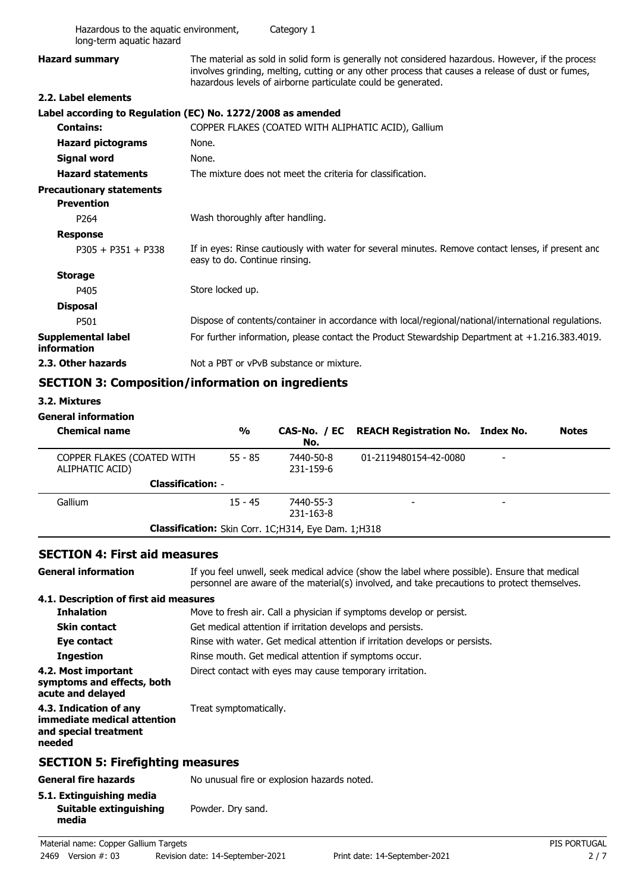| | |
|---|---|
| Hazardous to the aquatic environment, long-term aquatic hazard | Category 1 |

**Hazard summary** The material as sold in solid form is generally not considered hazardous. However, if the process involves grinding, melting, cutting or any other process that causes a release of dust or fumes, hazardous levels of airborne particulate could be generated.

**2.2. Label elements**

**Label according to Regulation (EC) No. 1272/2008 as amended**

| | |
|---|---|
| **Contains:** | COPPER FLAKES (COATED WITH ALIPHATIC ACID), Gallium |
| **Hazard pictograms** | None. |
| **Signal word** | None. |
| **Hazard statements** | The mixture does not meet the criteria for classification. |

**Precautionary statements**

**Prevention**

| | |
|---|---|
| P264 | Wash thoroughly after handling. |

**Response**

| | |
|---|---|
| P305 + P351 + P338 | If in eyes: Rinse cautiously with water for several minutes. Remove contact lenses, if present and easy to do. Continue rinsing. |

**Storage**

| | |
|---|---|
| P405 | Store locked up. |

**Disposal**

| | |
|---|---|
| P501 | Dispose of contents/container in accordance with local/regional/national/international regulations. |

| | |
|---|---|
| **Supplemental label information** | For further information, please contact the Product Stewardship Department at +1.216.383.4019. |
| **2.3. Other hazards** | Not a PBT or vPvB substance or mixture. |

## SECTION 3: Composition/information on ingredients

**3.2. Mixtures**

**General information**

| Chemical name | % | CAS-No. / EC No. | REACH Registration No. | Index No. | Notes |
|---|---|---|---|---|---|
| COPPER FLAKES (COATED WITH ALIPHATIC ACID) | 55 - 85 | 7440-50-8<br>231-159-6 | 01-2119480154-42-0080 | - | |
| **Classification:** - | | | | | |
| Gallium | 15 - 45 | 7440-55-3<br>231-163-8 | - | - | |
| **Classification:** Skin Corr. 1C;H314, Eye Dam. 1;H318 | | | | | |

## SECTION 4: First aid measures

**General information** If you feel unwell, seek medical advice (show the label where possible). Ensure that medical personnel are aware of the material(s) involved, and take precautions to protect themselves.

**4.1. Description of first aid measures**

| | |
|---|---|
| **Inhalation** | Move to fresh air. Call a physician if symptoms develop or persist. |
| **Skin contact** | Get medical attention if irritation develops and persists. |
| **Eye contact** | Rinse with water. Get medical attention if irritation develops or persists. |
| **Ingestion** | Rinse mouth. Get medical attention if symptoms occur. |
| **4.2. Most important symptoms and effects, both acute and delayed** | Direct contact with eyes may cause temporary irritation. |
| **4.3. Indication of any immediate medical attention and special treatment needed** | Treat symptomatically. |

## SECTION 5: Firefighting measures

**General fire hazards** No unusual fire or explosion hazards noted.

**5.1. Extinguishing media**

| | |
|---|---|
| **Suitable extinguishing media** | Powder. Dry sand. |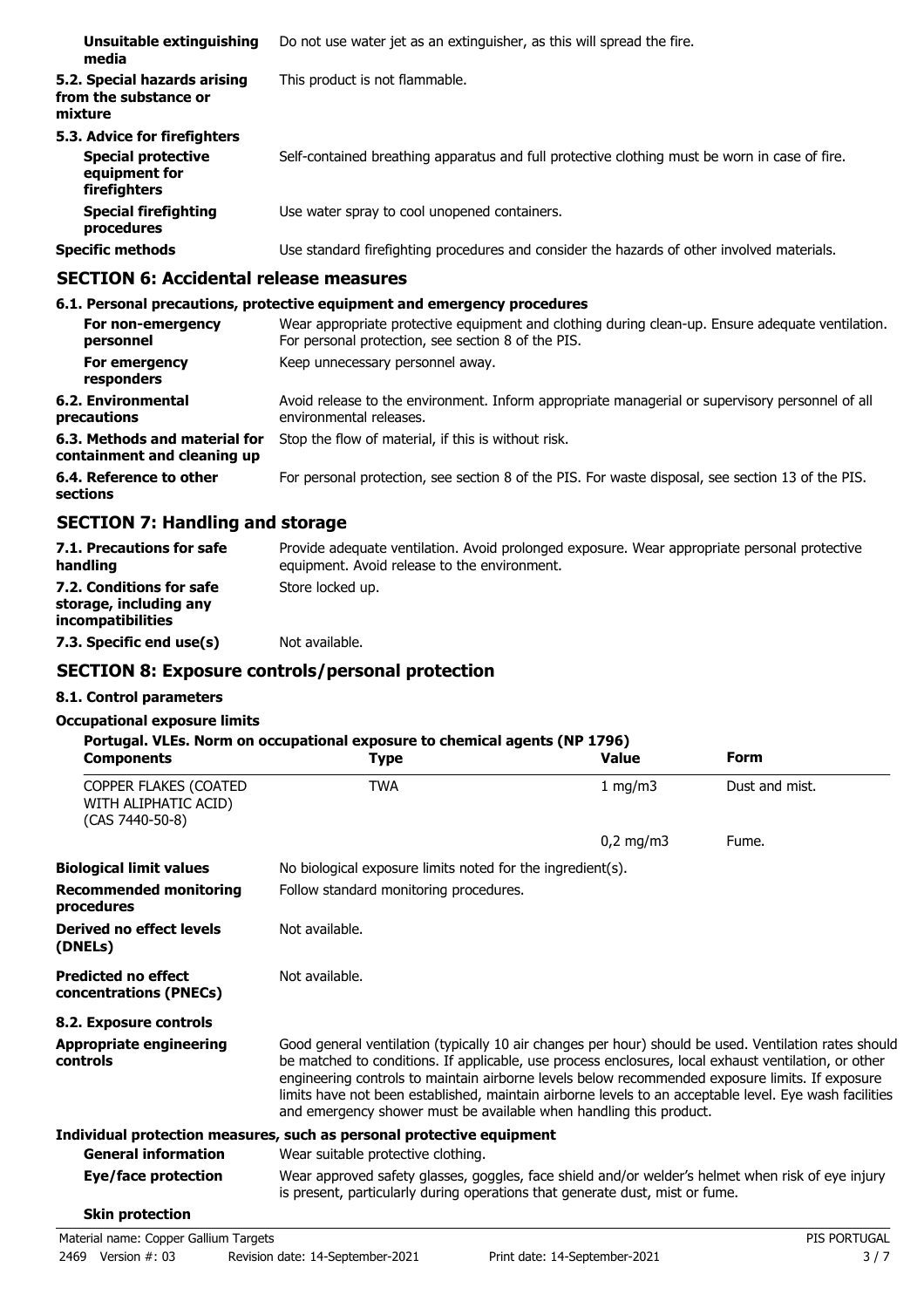| | |
|---|---|
| **Unsuitable extinguishing media** | Do not use water jet as an extinguisher, as this will spread the fire. |
| **5.2. Special hazards arising from the substance or mixture** | This product is not flammable. |

**5.3. Advice for firefighters**

| | |
|---|---|
| **Special protective equipment for firefighters** | Self-contained breathing apparatus and full protective clothing must be worn in case of fire. |
| **Special firefighting procedures** | Use water spray to cool unopened containers. |
| **Specific methods** | Use standard firefighting procedures and consider the hazards of other involved materials. |

## SECTION 6: Accidental release measures

**6.1. Personal precautions, protective equipment and emergency procedures**

| | |
|---|---|
| **For non-emergency personnel** | Wear appropriate protective equipment and clothing during clean-up. Ensure adequate ventilation. For personal protection, see section 8 of the PIS. |
| **For emergency responders** | Keep unnecessary personnel away. |
| **6.2. Environmental precautions** | Avoid release to the environment. Inform appropriate managerial or supervisory personnel of all environmental releases. |
| **6.3. Methods and material for containment and cleaning up** | Stop the flow of material, if this is without risk. |
| **6.4. Reference to other sections** | For personal protection, see section 8 of the PIS. For waste disposal, see section 13 of the PIS. |

## SECTION 7: Handling and storage

| | |
|---|---|
| **7.1. Precautions for safe handling** | Provide adequate ventilation. Avoid prolonged exposure. Wear appropriate personal protective equipment. Avoid release to the environment. |
| **7.2. Conditions for safe storage, including any incompatibilities** | Store locked up. |
| **7.3. Specific end use(s)** | Not available. |

## SECTION 8: Exposure controls/personal protection

**8.1. Control parameters**

**Occupational exposure limits**

**Portugal. VLEs. Norm on occupational exposure to chemical agents (NP 1796)**

| Components | Type | Value | Form |
|---|---|---|---|
| COPPER FLAKES (COATED WITH ALIPHATIC ACID) (CAS 7440-50-8) | TWA | 1 mg/m3 | Dust and mist. |
| | | 0,2 mg/m3 | Fume. |

| | |
|---|---|
| **Biological limit values** | No biological exposure limits noted for the ingredient(s). |
| **Recommended monitoring procedures** | Follow standard monitoring procedures. |
| **Derived no effect levels (DNELs)** | Not available. |
| **Predicted no effect concentrations (PNECs)** | Not available. |

**8.2. Exposure controls**

| | |
|---|---|
| **Appropriate engineering controls** | Good general ventilation (typically 10 air changes per hour) should be used. Ventilation rates should be matched to conditions. If applicable, use process enclosures, local exhaust ventilation, or other engineering controls to maintain airborne levels below recommended exposure limits. If exposure limits have not been established, maintain airborne levels to an acceptable level. Eye wash facilities and emergency shower must be available when handling this product. |

**Individual protection measures, such as personal protective equipment**

| | |
|---|---|
| **General information** | Wear suitable protective clothing. |
| **Eye/face protection** | Wear approved safety glasses, goggles, face shield and/or welder's helmet when risk of eye injury is present, particularly during operations that generate dust, mist or fume. |

**Skin protection**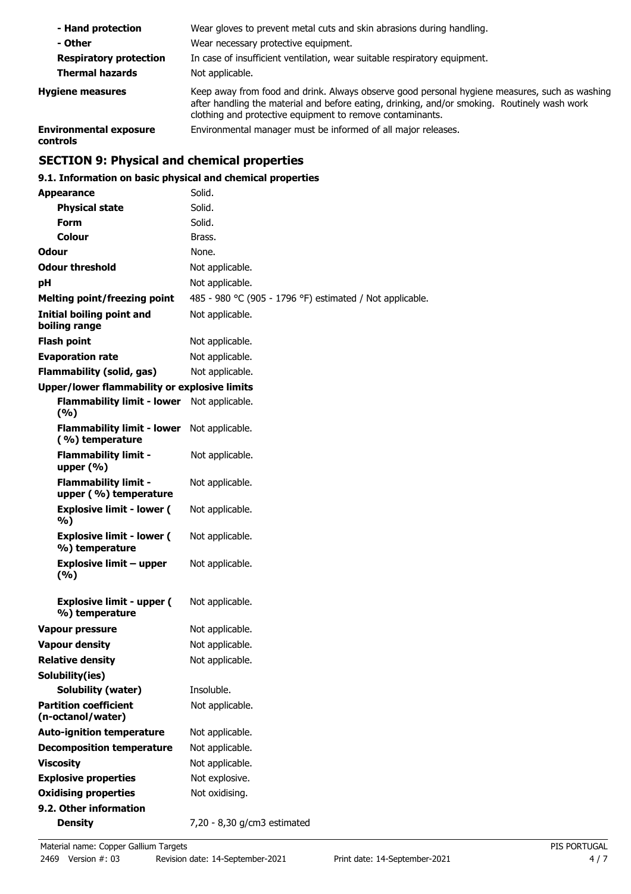| | |
|---|---|
| **- Hand protection** | Wear gloves to prevent metal cuts and skin abrasions during handling. |
| **- Other** | Wear necessary protective equipment. |
| **Respiratory protection** | In case of insufficient ventilation, wear suitable respiratory equipment. |
| **Thermal hazards** | Not applicable. |
| **Hygiene measures** | Keep away from food and drink. Always observe good personal hygiene measures, such as washing after handling the material and before eating, drinking, and/or smoking. Routinely wash work clothing and protective equipment to remove contaminants. |
| **Environmental exposure controls** | Environmental manager must be informed of all major releases. |

## SECTION 9: Physical and chemical properties

### 9.1. Information on basic physical and chemical properties

| | |
|---|---|
| **Appearance** | Solid. |
| **Physical state** | Solid. |
| **Form** | Solid. |
| **Colour** | Brass. |
| **Odour** | None. |
| **Odour threshold** | Not applicable. |
| **pH** | Not applicable. |
| **Melting point/freezing point** | 485 - 980 °C (905 - 1796 °F) estimated / Not applicable. |
| **Initial boiling point and boiling range** | Not applicable. |
| **Flash point** | Not applicable. |
| **Evaporation rate** | Not applicable. |
| **Flammability (solid, gas)** | Not applicable. |
| **Upper/lower flammability or explosive limits** | |
| **Flammability limit - lower (%)** | Not applicable. |
| **Flammability limit - lower (%) temperature** | Not applicable. |
| **Flammability limit - upper (%)** | Not applicable. |
| **Flammability limit - upper (%) temperature** | Not applicable. |
| **Explosive limit - lower (%)** | Not applicable. |
| **Explosive limit - lower (%) temperature** | Not applicable. |
| **Explosive limit – upper (%)** | Not applicable. |
| **Explosive limit - upper (%) temperature** | Not applicable. |
| **Vapour pressure** | Not applicable. |
| **Vapour density** | Not applicable. |
| **Relative density** | Not applicable. |
| **Solubility(ies)** | |
| **Solubility (water)** | Insoluble. |
| **Partition coefficient (n-octanol/water)** | Not applicable. |
| **Auto-ignition temperature** | Not applicable. |
| **Decomposition temperature** | Not applicable. |
| **Viscosity** | Not applicable. |
| **Explosive properties** | Not explosive. |
| **Oxidising properties** | Not oxidising. |

### 9.2. Other information

| | |
|---|---|
| **Density** | 7,20 - 8,30 g/cm3 estimated |

Material name: Copper Gallium Targets

2469 Version #: 03 Revision date: 14-September-2021 Print date: 14-September-2021

PIS PORTUGAL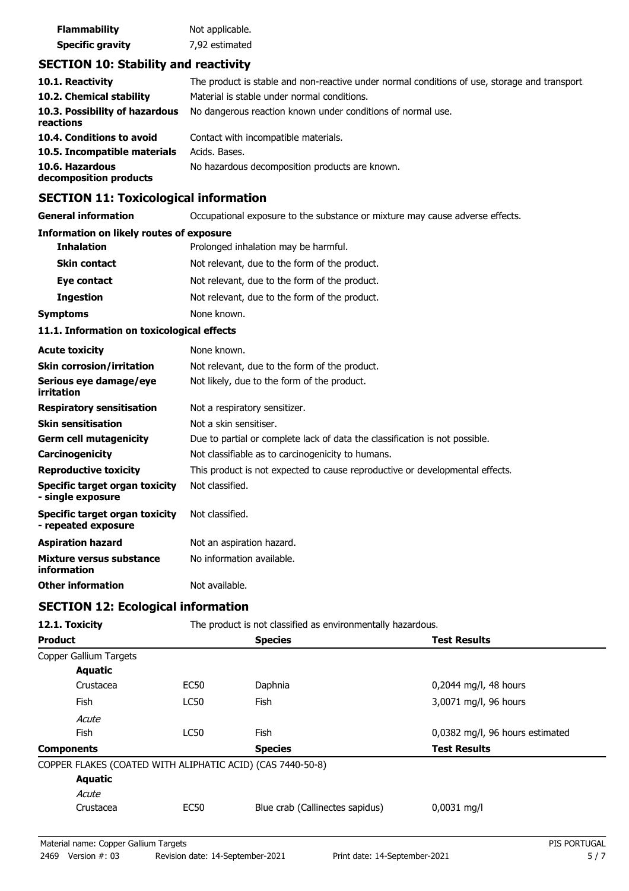| | |
|---|---|
| **Flammability** | Not applicable. |
| **Specific gravity** | 7,92 estimated |

## SECTION 10: Stability and reactivity

| | |
|---|---|
| **10.1. Reactivity** | The product is stable and non-reactive under normal conditions of use, storage and transport. |
| **10.2. Chemical stability** | Material is stable under normal conditions. |
| **10.3. Possibility of hazardous reactions** | No dangerous reaction known under conditions of normal use. |
| **10.4. Conditions to avoid** | Contact with incompatible materials. |
| **10.5. Incompatible materials** | Acids. Bases. |
| **10.6. Hazardous decomposition products** | No hazardous decomposition products are known. |

## SECTION 11: Toxicological information

| | |
|---|---|
| **General information** | Occupational exposure to the substance or mixture may cause adverse effects. |

**Information on likely routes of exposure**

| | |
|---|---|
| **Inhalation** | Prolonged inhalation may be harmful. |
| **Skin contact** | Not relevant, due to the form of the product. |
| **Eye contact** | Not relevant, due to the form of the product. |
| **Ingestion** | Not relevant, due to the form of the product. |
| **Symptoms** | None known. |

**11.1. Information on toxicological effects**

| | |
|---|---|
| **Acute toxicity** | None known. |
| **Skin corrosion/irritation** | Not relevant, due to the form of the product. |
| **Serious eye damage/eye irritation** | Not likely, due to the form of the product. |
| **Respiratory sensitisation** | Not a respiratory sensitizer. |
| **Skin sensitisation** | Not a skin sensitiser. |
| **Germ cell mutagenicity** | Due to partial or complete lack of data the classification is not possible. |
| **Carcinogenicity** | Not classifiable as to carcinogenicity to humans. |
| **Reproductive toxicity** | This product is not expected to cause reproductive or developmental effects. |
| **Specific target organ toxicity - single exposure** | Not classified. |
| **Specific target organ toxicity - repeated exposure** | Not classified. |
| **Aspiration hazard** | Not an aspiration hazard. |
| **Mixture versus substance information** | No information available. |
| **Other information** | Not available. |

## SECTION 12: Ecological information

**12.1. Toxicity** The product is not classified as environmentally hazardous.

| **Product** | | **Species** | **Test Results** |
|---|---|---|---|
| Copper Gallium Targets | | | |
| **Aquatic** | | | |
| Crustacea | EC50 | Daphnia | 0,2044 mg/l, 48 hours |
| Fish | LC50 | Fish | 3,0071 mg/l, 96 hours |
| *Acute* | | | |
| Fish | LC50 | Fish | 0,0382 mg/l, 96 hours estimated |

| **Components** | | **Species** | **Test Results** |
|---|---|---|---|
| COPPER FLAKES (COATED WITH ALIPHATIC ACID) (CAS 7440-50-8) | | | |
| **Aquatic** | | | |
| *Acute* | | | |
| Crustacea | EC50 | Blue crab (Callinectes sapidus) | 0,0031 mg/l |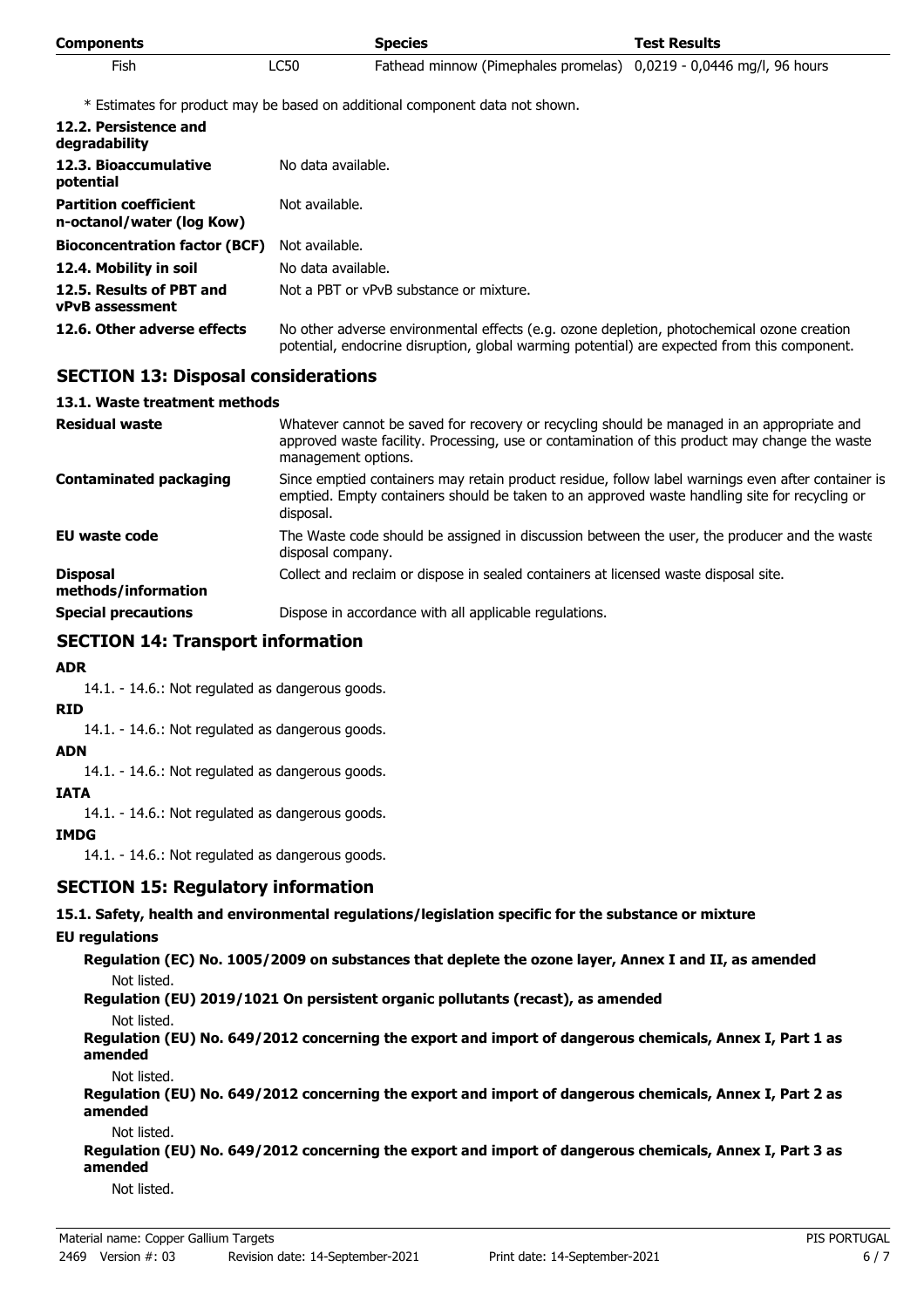| Components | | Species | Test Results |
| --- | --- | --- | --- |
| Fish | LC50 | Fathead minnow (Pimephales promelas) | 0,0219 - 0,0446 mg/l, 96 hours |

* Estimates for product may be based on additional component data not shown.

| | |
| --- | --- |
| **12.2. Persistence and degradability** | |
| **12.3. Bioaccumulative potential** | No data available. |
| **Partition coefficient n-octanol/water (log Kow)** | Not available. |
| **Bioconcentration factor (BCF)** | Not available. |
| **12.4. Mobility in soil** | No data available. |
| **12.5. Results of PBT and vPvB assessment** | Not a PBT or vPvB substance or mixture. |
| **12.6. Other adverse effects** | No other adverse environmental effects (e.g. ozone depletion, photochemical ozone creation potential, endocrine disruption, global warming potential) are expected from this component. |

## SECTION 13: Disposal considerations

### 13.1. Waste treatment methods

| | |
| --- | --- |
| **Residual waste** | Whatever cannot be saved for recovery or recycling should be managed in an appropriate and approved waste facility. Processing, use or contamination of this product may change the waste management options. |
| **Contaminated packaging** | Since emptied containers may retain product residue, follow label warnings even after container is emptied. Empty containers should be taken to an approved waste handling site for recycling or disposal. |
| **EU waste code** | The Waste code should be assigned in discussion between the user, the producer and the waste disposal company. |
| **Disposal methods/information** | Collect and reclaim or dispose in sealed containers at licensed waste disposal site. |
| **Special precautions** | Dispose in accordance with all applicable regulations. |

## SECTION 14: Transport information

**ADR**

14.1. - 14.6.: Not regulated as dangerous goods.

**RID**

14.1. - 14.6.: Not regulated as dangerous goods.

**ADN**

14.1. - 14.6.: Not regulated as dangerous goods.

**IATA**

14.1. - 14.6.: Not regulated as dangerous goods.

**IMDG**

14.1. - 14.6.: Not regulated as dangerous goods.

## SECTION 15: Regulatory information

### 15.1. Safety, health and environmental regulations/legislation specific for the substance or mixture

**EU regulations**

**Regulation (EC) No. 1005/2009 on substances that deplete the ozone layer, Annex I and II, as amended**

Not listed.

**Regulation (EU) 2019/1021 On persistent organic pollutants (recast), as amended**

Not listed.

**Regulation (EU) No. 649/2012 concerning the export and import of dangerous chemicals, Annex I, Part 1 as amended**

Not listed.

**Regulation (EU) No. 649/2012 concerning the export and import of dangerous chemicals, Annex I, Part 2 as amended**

Not listed.

**Regulation (EU) No. 649/2012 concerning the export and import of dangerous chemicals, Annex I, Part 3 as amended**

Not listed.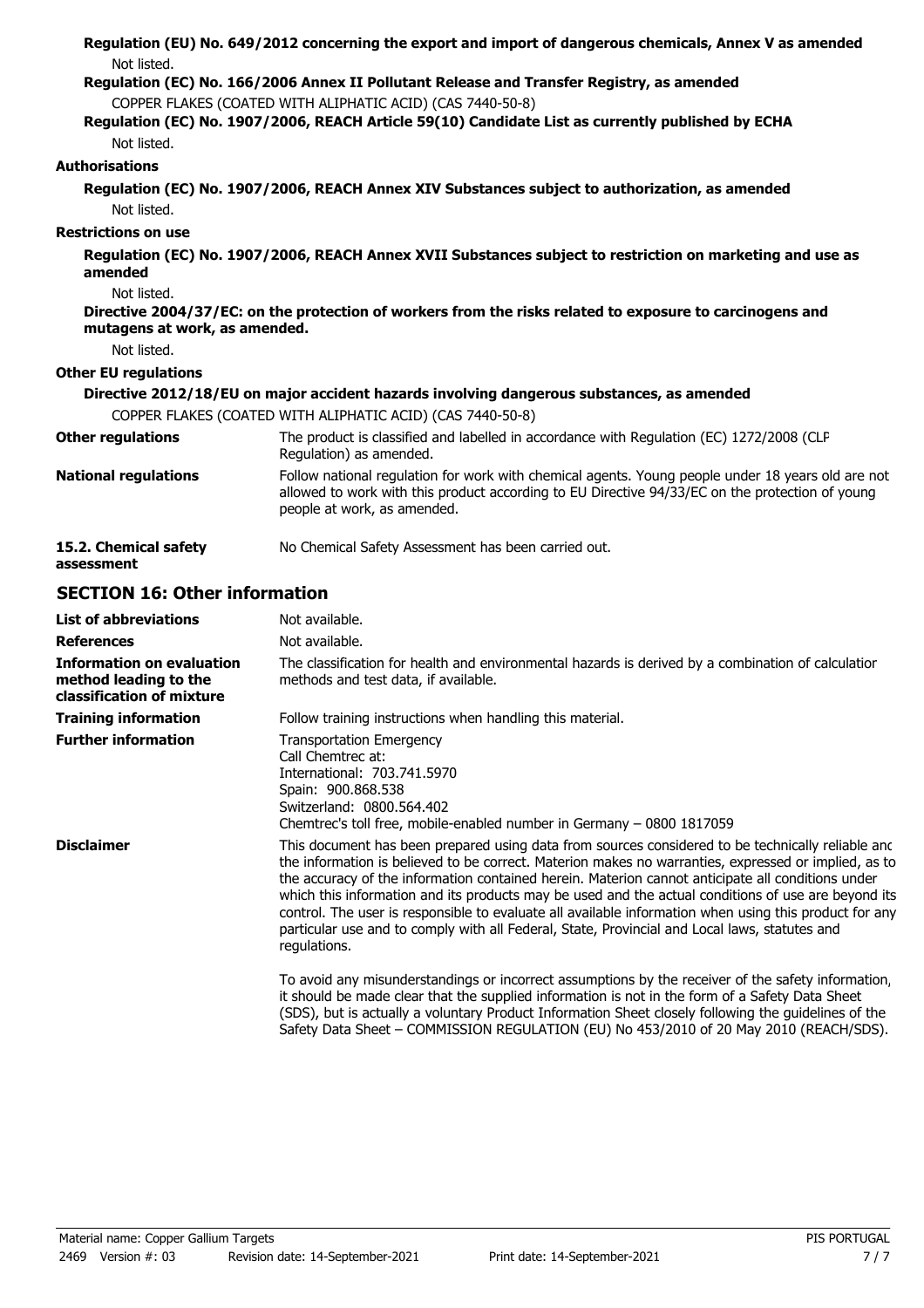**Regulation (EU) No. 649/2012 concerning the export and import of dangerous chemicals, Annex V as amended**

Not listed.

**Regulation (EC) No. 166/2006 Annex II Pollutant Release and Transfer Registry, as amended**

COPPER FLAKES (COATED WITH ALIPHATIC ACID) (CAS 7440-50-8)

**Regulation (EC) No. 1907/2006, REACH Article 59(10) Candidate List as currently published by ECHA**

Not listed.

**Authorisations**

**Regulation (EC) No. 1907/2006, REACH Annex XIV Substances subject to authorization, as amended**

Not listed.

**Restrictions on use**

**Regulation (EC) No. 1907/2006, REACH Annex XVII Substances subject to restriction on marketing and use as amended**

Not listed.

**Directive 2004/37/EC: on the protection of workers from the risks related to exposure to carcinogens and mutagens at work, as amended.**

Not listed.

**Other EU regulations**

**Directive 2012/18/EU on major accident hazards involving dangerous substances, as amended**

COPPER FLAKES (COATED WITH ALIPHATIC ACID) (CAS 7440-50-8)

**Other regulations** The product is classified and labelled in accordance with Regulation (EC) 1272/2008 (CLP Regulation) as amended.

**National regulations** Follow national regulation for work with chemical agents. Young people under 18 years old are not allowed to work with this product according to EU Directive 94/33/EC on the protection of young people at work, as amended.

**15.2. Chemical safety assessment** No Chemical Safety Assessment has been carried out.

## SECTION 16: Other information

**List of abbreviations** Not available.

**References** Not available.

**Information on evaluation method leading to the classification of mixture** The classification for health and environmental hazards is derived by a combination of calculation methods and test data, if available.

**Training information** Follow training instructions when handling this material.

**Further information**
Transportation Emergency
Call Chemtrec at:
International: 703.741.5970
Spain: 900.868.538
Switzerland: 0800.564.402
Chemtrec's toll free, mobile-enabled number in Germany – 0800 1817059

**Disclaimer** This document has been prepared using data from sources considered to be technically reliable and the information is believed to be correct. Materion makes no warranties, expressed or implied, as to the accuracy of the information contained herein. Materion cannot anticipate all conditions under which this information and its products may be used and the actual conditions of use are beyond its control. The user is responsible to evaluate all available information when using this product for any particular use and to comply with all Federal, State, Provincial and Local laws, statutes and regulations.

To avoid any misunderstandings or incorrect assumptions by the receiver of the safety information, it should be made clear that the supplied information is not in the form of a Safety Data Sheet (SDS), but is actually a voluntary Product Information Sheet closely following the guidelines of the Safety Data Sheet – COMMISSION REGULATION (EU) No 453/2010 of 20 May 2010 (REACH/SDS).